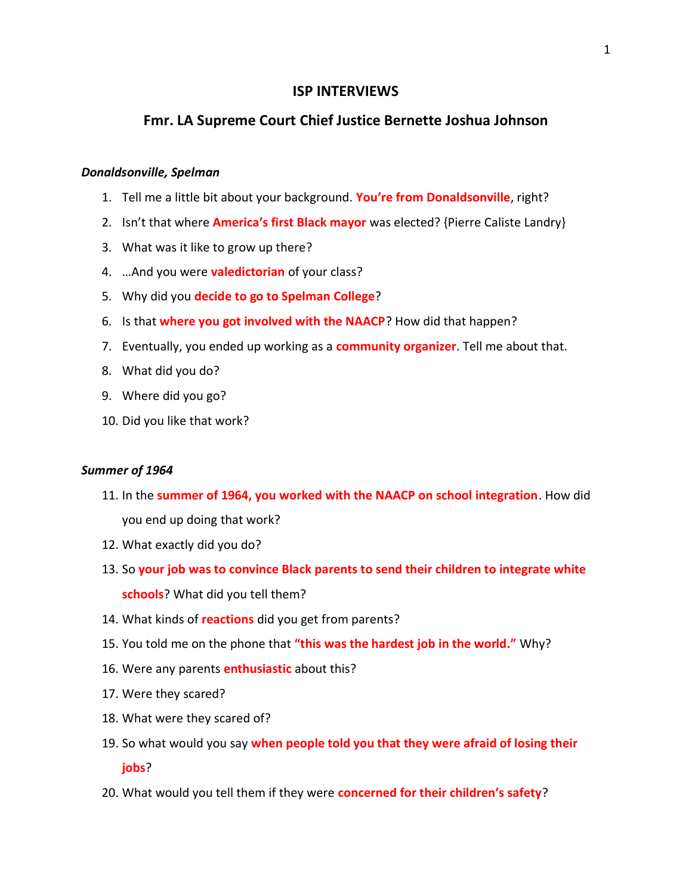# ISP INTERVIEWS

## Fmr. LA Supreme Court Chief Justice Bernette Joshua Johnson

### *Donaldsonville, Spelman*

1. Tell me a little bit about your background. **You're from Donaldsonville**, right?
2. Isn't that where **America's first Black mayor** was elected? {Pierre Caliste Landry}
3. What was it like to grow up there?
4. …And you were **valedictorian** of your class?
5. Why did you **decide to go to Spelman College**?
6. Is that **where you got involved with the NAACP**? How did that happen?
7. Eventually, you ended up working as a **community organizer**. Tell me about that.
8. What did you do?
9. Where did you go?
10. Did you like that work?

### *Summer of 1964*

11. In the **summer of 1964, you worked with the NAACP on school integration**. How did you end up doing that work?
12. What exactly did you do?
13. So **your job was to convince Black parents to send their children to integrate white schools**? What did you tell them?
14. What kinds of **reactions** did you get from parents?
15. You told me on the phone that **"this was the hardest job in the world."** Why?
16. Were any parents **enthusiastic** about this?
17. Were they scared?
18. What were they scared of?
19. So what would you say **when people told you that they were afraid of losing their jobs**?
20. What would you tell them if they were **concerned for their children's safety**?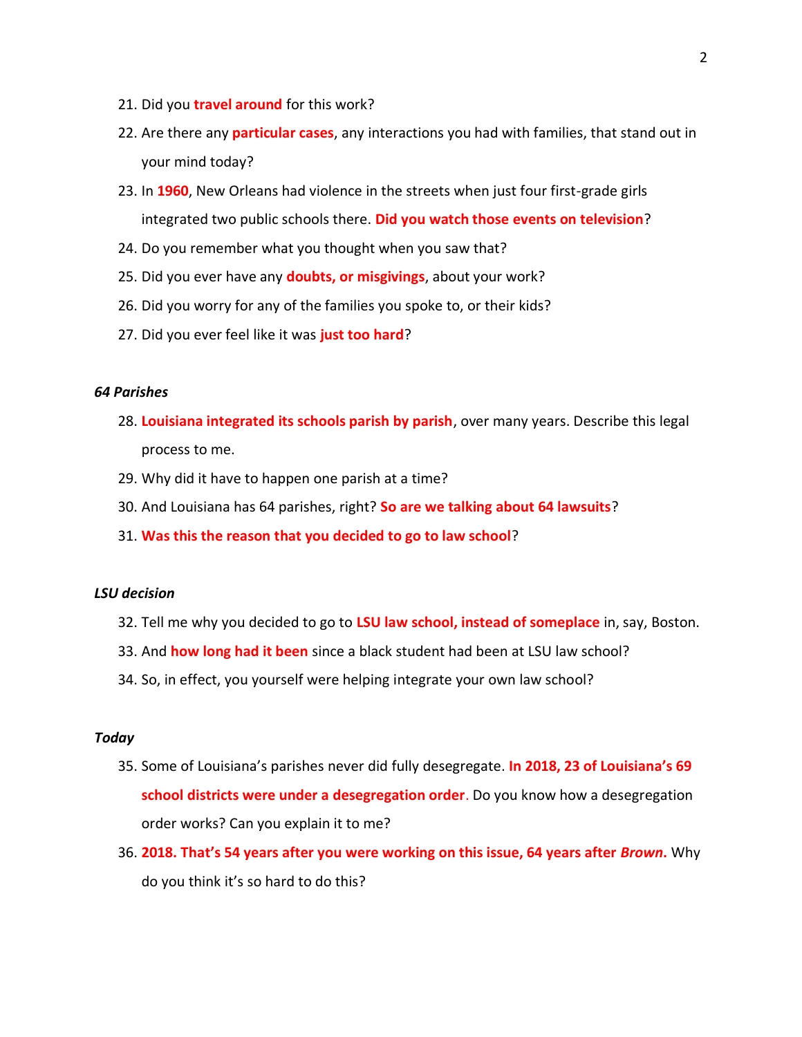21. Did you **travel around** for this work?
22. Are there any **particular cases**, any interactions you had with families, that stand out in your mind today?
23. In **1960**, New Orleans had violence in the streets when just four first-grade girls integrated two public schools there. **Did you watch those events on television**?
24. Do you remember what you thought when you saw that?
25. Did you ever have any **doubts, or misgivings**, about your work?
26. Did you worry for any of the families you spoke to, or their kids?
27. Did you ever feel like it was **just too hard**?

***64 Parishes***

28. **Louisiana integrated its schools parish by parish**, over many years. Describe this legal process to me.
29. Why did it have to happen one parish at a time?
30. And Louisiana has 64 parishes, right? **So are we talking about 64 lawsuits**?
31. **Was this the reason that you decided to go to law school**?

***LSU decision***

32. Tell me why you decided to go to **LSU law school, instead of someplace** in, say, Boston.
33. And **how long had it been** since a black student had been at LSU law school?
34. So, in effect, you yourself were helping integrate your own law school?

***Today***

35. Some of Louisiana's parishes never did fully desegregate. **In 2018, 23 of Louisiana's 69 school districts were under a desegregation order**. Do you know how a desegregation order works? Can you explain it to me?
36. **2018. That's 54 years after you were working on this issue, 64 years after *Brown*.** Why do you think it's so hard to do this?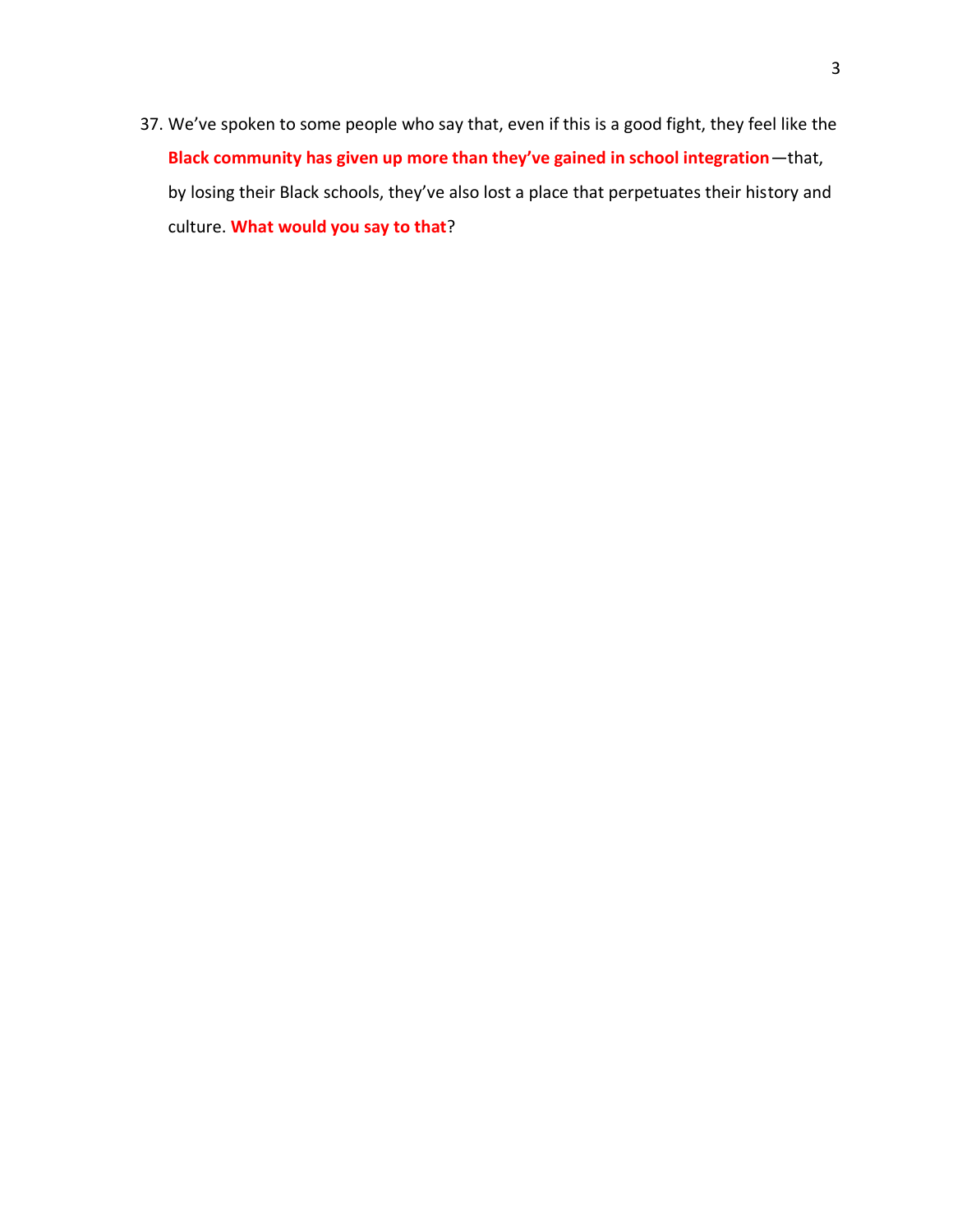37. We've spoken to some people who say that, even if this is a good fight, they feel like the **Black community has given up more than they've gained in school integration**—that, by losing their Black schools, they've also lost a place that perpetuates their history and culture. **What would you say to that**?